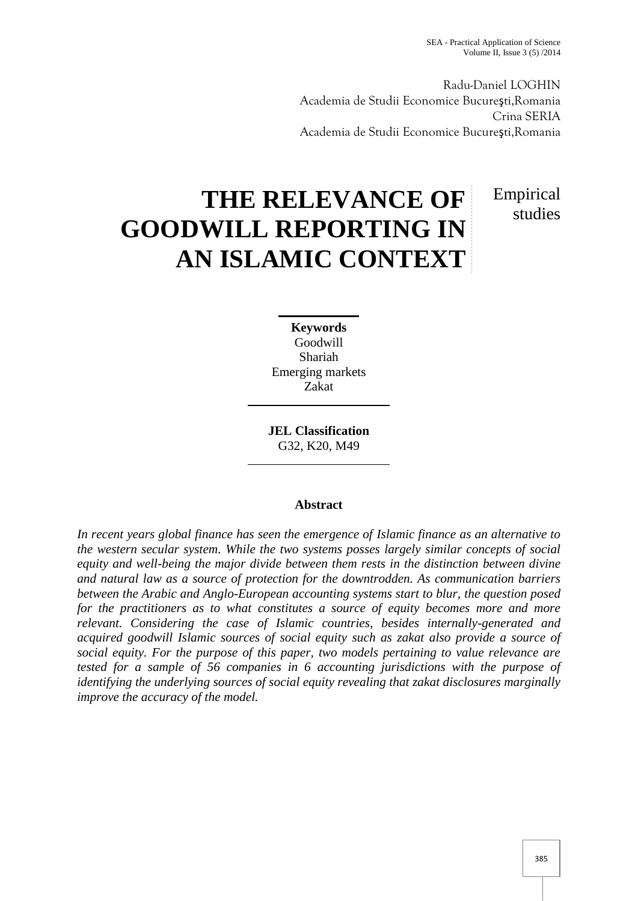Radu-Daniel LOGHIN
Academia de Studii Economice Bucureşti,Romania
Crina SERIA
Academia de Studii Economice Bucureşti,Romania

# THE RELEVANCE OF GOODWILL REPORTING IN AN ISLAMIC CONTEXT

Empirical studies

**Keywords**
Goodwill
Shariah
Emerging markets
Zakat

**JEL Classification**
G32, K20, M49

## Abstract

*In recent years global finance has seen the emergence of Islamic finance as an alternative to the western secular system. While the two systems posses largely similar concepts of social equity and well-being the major divide between them rests in the distinction between divine and natural law as a source of protection for the downtrodden. As communication barriers between the Arabic and Anglo-European accounting systems start to blur, the question posed for the practitioners as to what constitutes a source of equity becomes more and more relevant. Considering the case of Islamic countries, besides internally-generated and acquired goodwill Islamic sources of social equity such as zakat also provide a source of social equity. For the purpose of this paper, two models pertaining to value relevance are tested for a sample of 56 companies in 6 accounting jurisdictions with the purpose of identifying the underlying sources of social equity revealing that zakat disclosures marginally improve the accuracy of the model.*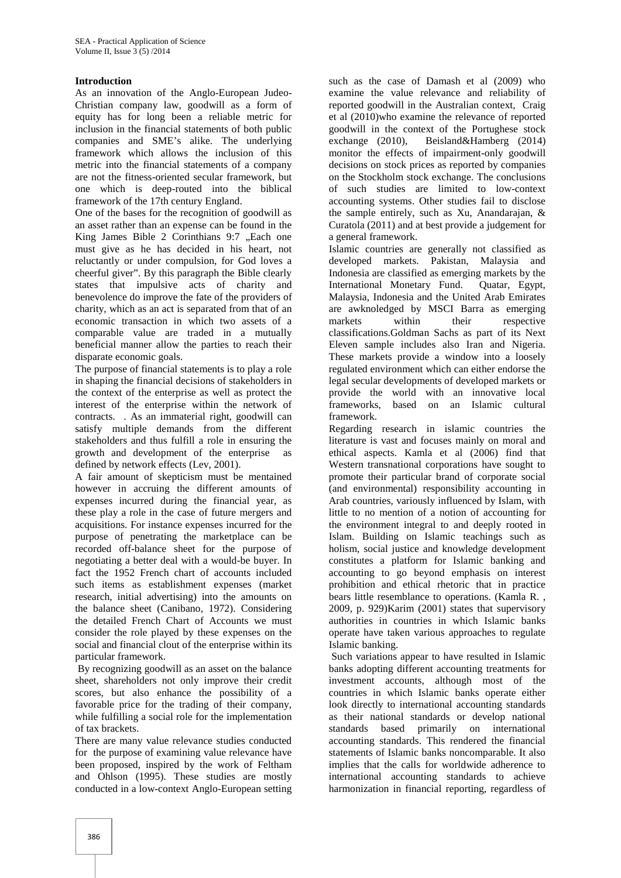**Introduction**

As an innovation of the Anglo-European Judeo-Christian company law, goodwill as a form of equity has for long been a reliable metric for inclusion in the financial statements of both public companies and SME's alike. The underlying framework which allows the inclusion of this metric into the financial statements of a company are not the fitness-oriented secular framework, but one which is deep-routed into the biblical framework of the 17th century England.

One of the bases for the recognition of goodwill as an asset rather than an expense can be found in the King James Bible 2 Corinthians 9:7 „Each one must give as he has decided in his heart, not reluctantly or under compulsion, for God loves a cheerful giver". By this paragraph the Bible clearly states that impulsive acts of charity and benevolence do improve the fate of the providers of charity, which as an act is separated from that of an economic transaction in which two assets of a comparable value are traded in a mutually beneficial manner allow the parties to reach their disparate economic goals.

The purpose of financial statements is to play a role in shaping the financial decisions of stakeholders in the context of the enterprise as well as protect the interest of the enterprise within the network of contracts. . As an immaterial right, goodwill can satisfy multiple demands from the different stakeholders and thus fulfill a role in ensuring the growth and development of the enterprise as defined by network effects (Lev, 2001).

A fair amount of skepticism must be mentained however in accruing the different amounts of expenses incurred during the financial year, as these play a role in the case of future mergers and acquisitions. For instance expenses incurred for the purpose of penetrating the marketplace can be recorded off-balance sheet for the purpose of negotiating a better deal with a would-be buyer. In fact the 1952 French chart of accounts included such items as establishment expenses (market research, initial advertising) into the amounts on the balance sheet (Canibano, 1972). Considering the detailed French Chart of Accounts we must consider the role played by these expenses on the social and financial clout of the enterprise within its particular framework.

By recognizing goodwill as an asset on the balance sheet, shareholders not only improve their credit scores, but also enhance the possibility of a favorable price for the trading of their company, while fulfilling a social role for the implementation of tax brackets.

There are many value relevance studies conducted for the purpose of examining value relevance have been proposed, inspired by the work of Feltham and Ohlson (1995). These studies are mostly conducted in a low-context Anglo-European setting such as the case of Damash et al (2009) who examine the value relevance and reliability of reported goodwill in the Australian context, Craig et al (2010)who examine the relevance of reported goodwill in the context of the Portughese stock exchange (2010), Beisland&Hamberg (2014) monitor the effects of impairment-only goodwill decisions on stock prices as reported by companies on the Stockholm stock exchange. The conclusions of such studies are limited to low-context accounting systems. Other studies fail to disclose the sample entirely, such as Xu, Anandarajan, & Curatola (2011) and at best provide a judgement for a general framework.

Islamic countries are generally not classified as developed markets. Pakistan, Malaysia and Indonesia are classified as emerging markets by the International Monetary Fund. Quatar, Egypt, Malaysia, Indonesia and the United Arab Emirates are awknoledged by MSCI Barra as emerging markets within their respective classifications.Goldman Sachs as part of its Next Eleven sample includes also Iran and Nigeria. These markets provide a window into a loosely regulated environment which can either endorse the legal secular developments of developed markets or provide the world with an innovative local frameworks, based on an Islamic cultural framework.

Regarding research in islamic countries the literature is vast and focuses mainly on moral and ethical aspects. Kamla et al (2006) find that Western transnational corporations have sought to promote their particular brand of corporate social (and environmental) responsibility accounting in Arab countries, variously influenced by Islam, with little to no mention of a notion of accounting for the environment integral to and deeply rooted in Islam. Building on Islamic teachings such as holism, social justice and knowledge development constitutes a platform for Islamic banking and accounting to go beyond emphasis on interest prohibition and ethical rhetoric that in practice bears little resemblance to operations. (Kamla R. , 2009, p. 929)Karim (2001) states that supervisory authorities in countries in which Islamic banks operate have taken various approaches to regulate Islamic banking.

Such variations appear to have resulted in Islamic banks adopting different accounting treatments for investment accounts, although most of the countries in which Islamic banks operate either look directly to international accounting standards as their national standards or develop national standards based primarily on international accounting standards. This rendered the financial statements of Islamic banks noncomparable. It also implies that the calls for worldwide adherence to international accounting standards to achieve harmonization in financial reporting, regardless of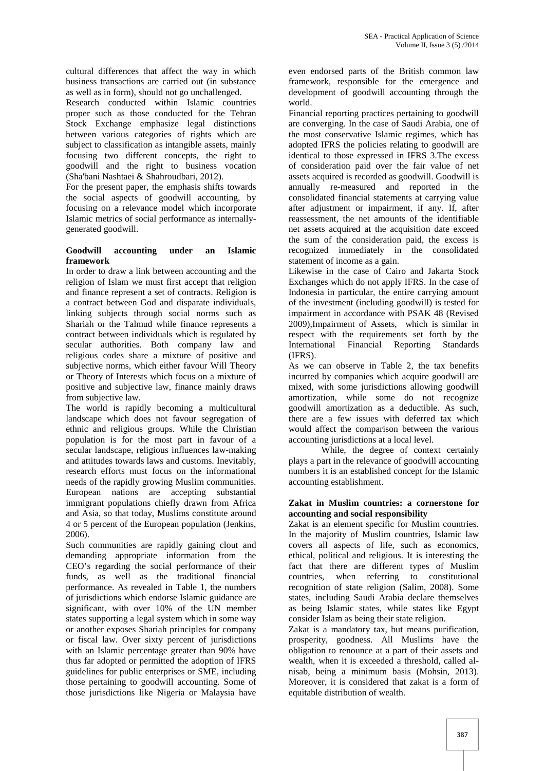cultural differences that affect the way in which business transactions are carried out (in substance as well as in form), should not go unchallenged.

Research conducted within Islamic countries proper such as those conducted for the Tehran Stock Exchange emphasize legal distinctions between various categories of rights which are subject to classification as intangible assets, mainly focusing two different concepts, the right to goodwill and the right to business vocation (Sha'bani Nashtaei & Shahroudbari, 2012).

For the present paper, the emphasis shifts towards the social aspects of goodwill accounting, by focusing on a relevance model which incorporate Islamic metrics of social performance as internally-generated goodwill.

## Goodwill accounting under an Islamic framework

In order to draw a link between accounting and the religion of Islam we must first accept that religion and finance represent a set of contracts. Religion is a contract between God and disparate individuals, linking subjects through social norms such as Shariah or the Talmud while finance represents a contract between individuals which is regulated by secular authorities. Both company law and religious codes share a mixture of positive and subjective norms, which either favour Will Theory or Theory of Interests which focus on a mixture of positive and subjective law, finance mainly draws from subjective law.

The world is rapidly becoming a multicultural landscape which does not favour segregation of ethnic and religious groups. While the Christian population is for the most part in favour of a secular landscape, religious influences law-making and attitudes towards laws and customs. Inevitably, research efforts must focus on the informational needs of the rapidly growing Muslim communities. European nations are accepting substantial immigrant populations chiefly drawn from Africa and Asia, so that today, Muslims constitute around 4 or 5 percent of the European population (Jenkins, 2006).

Such communities are rapidly gaining clout and demanding appropriate information from the CEO's regarding the social performance of their funds, as well as the traditional financial performance. As revealed in Table 1, the numbers of jurisdictions which endorse Islamic guidance are significant, with over 10% of the UN member states supporting a legal system which in some way or another exposes Shariah principles for company or fiscal law. Over sixty percent of jurisdictions with an Islamic percentage greater than 90% have thus far adopted or permitted the adoption of IFRS guidelines for public enterprises or SME, including those pertaining to goodwill accounting. Some of those jurisdictions like Nigeria or Malaysia have even endorsed parts of the British common law framework, responsible for the emergence and development of goodwill accounting through the world.

Financial reporting practices pertaining to goodwill are converging. In the case of Saudi Arabia, one of the most conservative Islamic regimes, which has adopted IFRS the policies relating to goodwill are identical to those expressed in IFRS 3.The excess of consideration paid over the fair value of net assets acquired is recorded as goodwill. Goodwill is annually re-measured and reported in the consolidated financial statements at carrying value after adjustment or impairment, if any. If, after reassessment, the net amounts of the identifiable net assets acquired at the acquisition date exceed the sum of the consideration paid, the excess is recognized immediately in the consolidated statement of income as a gain.

Likewise in the case of Cairo and Jakarta Stock Exchanges which do not apply IFRS. In the case of Indonesia in particular, the entire carrying amount of the investment (including goodwill) is tested for impairment in accordance with PSAK 48 (Revised 2009),Impairment of Assets, which is similar in respect with the requirements set forth by the International Financial Reporting Standards (IFRS).

As we can observe in Table 2, the tax benefits incurred by companies which acquire goodwill are mixed, with some jurisdictions allowing goodwill amortization, while some do not recognize goodwill amortization as a deductible. As such, there are a few issues with deferred tax which would affect the comparison between the various accounting jurisdictions at a local level.

While, the degree of context certainly plays a part in the relevance of goodwill accounting numbers it is an established concept for the Islamic accounting establishment.

## Zakat in Muslim countries: a cornerstone for accounting and social responsibility

Zakat is an element specific for Muslim countries. In the majority of Muslim countries, Islamic law covers all aspects of life, such as economics, ethical, political and religious. It is interesting the fact that there are different types of Muslim countries, when referring to constitutional recognition of state religion (Salim, 2008). Some states, including Saudi Arabia declare themselves as being Islamic states, while states like Egypt consider Islam as being their state religion.

Zakat is a mandatory tax, but means purification, prosperity, goodness. All Muslims have the obligation to renounce at a part of their assets and wealth, when it is exceeded a threshold, called al-nisab, being a minimum basis (Mohsin, 2013). Moreover, it is considered that zakat is a form of equitable distribution of wealth.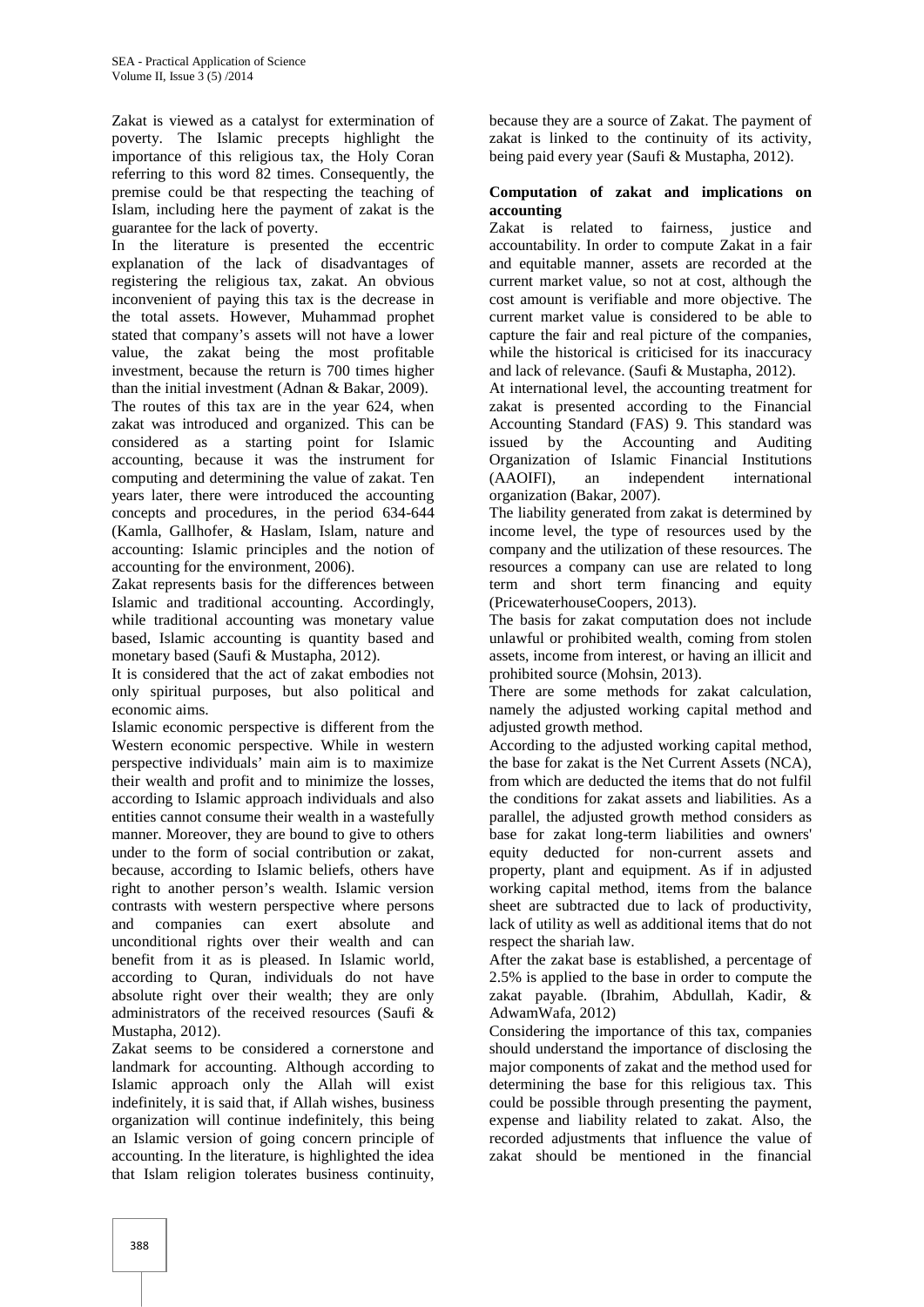Zakat is viewed as a catalyst for extermination of poverty. The Islamic precepts highlight the importance of this religious tax, the Holy Coran referring to this word 82 times. Consequently, the premise could be that respecting the teaching of Islam, including here the payment of zakat is the guarantee for the lack of poverty.

In the literature is presented the eccentric explanation of the lack of disadvantages of registering the religious tax, zakat. An obvious inconvenient of paying this tax is the decrease in the total assets. However, Muhammad prophet stated that company's assets will not have a lower value, the zakat being the most profitable investment, because the return is 700 times higher than the initial investment (Adnan & Bakar, 2009).

The routes of this tax are in the year 624, when zakat was introduced and organized. This can be considered as a starting point for Islamic accounting, because it was the instrument for computing and determining the value of zakat. Ten years later, there were introduced the accounting concepts and procedures, in the period 634-644 (Kamla, Gallhofer, & Haslam, Islam, nature and accounting: Islamic principles and the notion of accounting for the environment, 2006).

Zakat represents basis for the differences between Islamic and traditional accounting. Accordingly, while traditional accounting was monetary value based, Islamic accounting is quantity based and monetary based (Saufi & Mustapha, 2012).

It is considered that the act of zakat embodies not only spiritual purposes, but also political and economic aims.

Islamic economic perspective is different from the Western economic perspective. While in western perspective individuals' main aim is to maximize their wealth and profit and to minimize the losses, according to Islamic approach individuals and also entities cannot consume their wealth in a wastefully manner. Moreover, they are bound to give to others under to the form of social contribution or zakat, because, according to Islamic beliefs, others have right to another person's wealth. Islamic version contrasts with western perspective where persons and companies can exert absolute and unconditional rights over their wealth and can benefit from it as is pleased. In Islamic world, according to Quran, individuals do not have absolute right over their wealth; they are only administrators of the received resources (Saufi & Mustapha, 2012).

Zakat seems to be considered a cornerstone and landmark for accounting. Although according to Islamic approach only the Allah will exist indefinitely, it is said that, if Allah wishes, business organization will continue indefinitely, this being an Islamic version of going concern principle of accounting. In the literature, is highlighted the idea that Islam religion tolerates business continuity, because they are a source of Zakat. The payment of zakat is linked to the continuity of its activity, being paid every year (Saufi & Mustapha, 2012).

**Computation of zakat and implications on accounting**

Zakat is related to fairness, justice and accountability. In order to compute Zakat in a fair and equitable manner, assets are recorded at the current market value, so not at cost, although the cost amount is verifiable and more objective. The current market value is considered to be able to capture the fair and real picture of the companies, while the historical is criticised for its inaccuracy and lack of relevance. (Saufi & Mustapha, 2012).

At international level, the accounting treatment for zakat is presented according to the Financial Accounting Standard (FAS) 9. This standard was issued by the Accounting and Auditing Organization of Islamic Financial Institutions (AAOIFI), an independent international organization (Bakar, 2007).

The liability generated from zakat is determined by income level, the type of resources used by the company and the utilization of these resources. The resources a company can use are related to long term and short term financing and equity (PricewaterhouseCoopers, 2013).

The basis for zakat computation does not include unlawful or prohibited wealth, coming from stolen assets, income from interest, or having an illicit and prohibited source (Mohsin, 2013).

There are some methods for zakat calculation, namely the adjusted working capital method and adjusted growth method.

According to the adjusted working capital method, the base for zakat is the Net Current Assets (NCA), from which are deducted the items that do not fulfil the conditions for zakat assets and liabilities. As a parallel, the adjusted growth method considers as base for zakat long-term liabilities and owners' equity deducted for non-current assets and property, plant and equipment. As if in adjusted working capital method, items from the balance sheet are subtracted due to lack of productivity, lack of utility as well as additional items that do not respect the shariah law.

After the zakat base is established, a percentage of 2.5% is applied to the base in order to compute the zakat payable. (Ibrahim, Abdullah, Kadir, & AdwamWafa, 2012)

Considering the importance of this tax, companies should understand the importance of disclosing the major components of zakat and the method used for determining the base for this religious tax. This could be possible through presenting the payment, expense and liability related to zakat. Also, the recorded adjustments that influence the value of zakat should be mentioned in the financial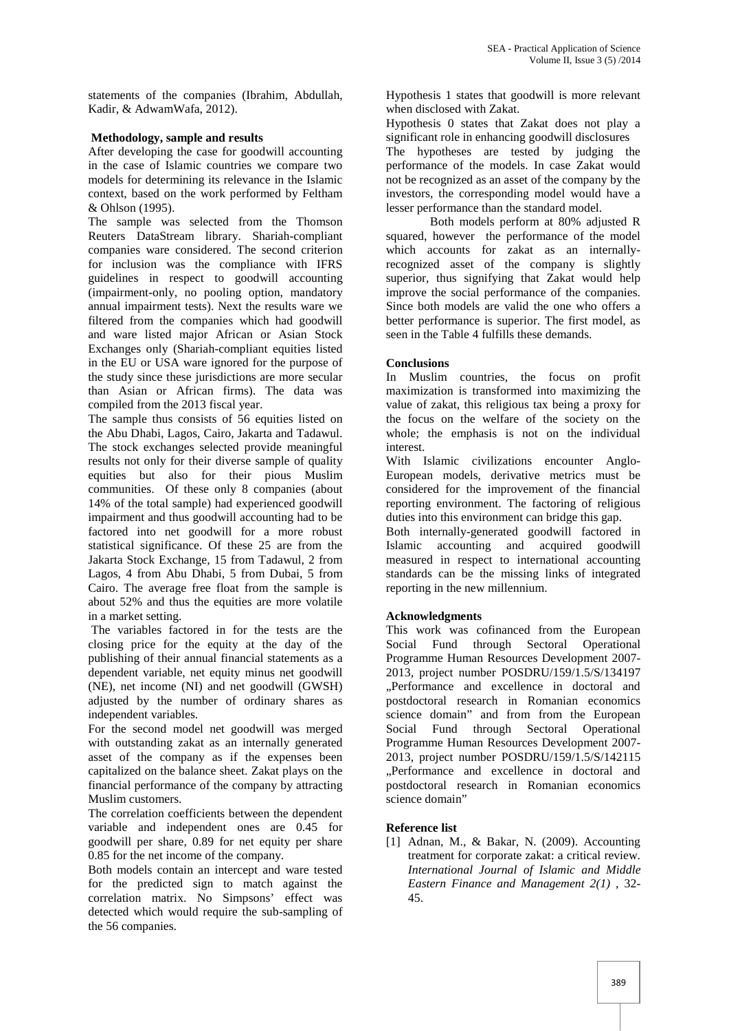statements of the companies (Ibrahim, Abdullah, Kadir, & AdwamWafa, 2012).

## Methodology, sample and results

After developing the case for goodwill accounting in the case of Islamic countries we compare two models for determining its relevance in the Islamic context, based on the work performed by Feltham & Ohlson (1995).

The sample was selected from the Thomson Reuters DataStream library. Shariah-compliant companies ware considered. The second criterion for inclusion was the compliance with IFRS guidelines in respect to goodwill accounting (impairment-only, no pooling option, mandatory annual impairment tests). Next the results ware we filtered from the companies which had goodwill and ware listed major African or Asian Stock Exchanges only (Shariah-compliant equities listed in the EU or USA ware ignored for the purpose of the study since these jurisdictions are more secular than Asian or African firms). The data was compiled from the 2013 fiscal year.

The sample thus consists of 56 equities listed on the Abu Dhabi, Lagos, Cairo, Jakarta and Tadawul. The stock exchanges selected provide meaningful results not only for their diverse sample of quality equities but also for their pious Muslim communities. Of these only 8 companies (about 14% of the total sample) had experienced goodwill impairment and thus goodwill accounting had to be factored into net goodwill for a more robust statistical significance. Of these 25 are from the Jakarta Stock Exchange, 15 from Tadawul, 2 from Lagos, 4 from Abu Dhabi, 5 from Dubai, 5 from Cairo. The average free float from the sample is about 52% and thus the equities are more volatile in a market setting.

The variables factored in for the tests are the closing price for the equity at the day of the publishing of their annual financial statements as a dependent variable, net equity minus net goodwill (NE), net income (NI) and net goodwill (GWSH) adjusted by the number of ordinary shares as independent variables.

For the second model net goodwill was merged with outstanding zakat as an internally generated asset of the company as if the expenses been capitalized on the balance sheet. Zakat plays on the financial performance of the company by attracting Muslim customers.

The correlation coefficients between the dependent variable and independent ones are 0.45 for goodwill per share, 0.89 for net equity per share 0.85 for the net income of the company.

Both models contain an intercept and ware tested for the predicted sign to match against the correlation matrix. No Simpsons' effect was detected which would require the sub-sampling of the 56 companies.

Hypothesis 1 states that goodwill is more relevant when disclosed with Zakat.

Hypothesis 0 states that Zakat does not play a significant role in enhancing goodwill disclosures

The hypotheses are tested by judging the performance of the models. In case Zakat would not be recognized as an asset of the company by the investors, the corresponding model would have a lesser performance than the standard model.

Both models perform at 80% adjusted R squared, however the performance of the model which accounts for zakat as an internally-recognized asset of the company is slightly superior, thus signifying that Zakat would help improve the social performance of the companies. Since both models are valid the one who offers a better performance is superior. The first model, as seen in the Table 4 fulfills these demands.

## Conclusions

In Muslim countries, the focus on profit maximization is transformed into maximizing the value of zakat, this religious tax being a proxy for the focus on the welfare of the society on the whole; the emphasis is not on the individual interest.

With Islamic civilizations encounter Anglo-European models, derivative metrics must be considered for the improvement of the financial reporting environment. The factoring of religious duties into this environment can bridge this gap.

Both internally-generated goodwill factored in Islamic accounting and acquired goodwill measured in respect to international accounting standards can be the missing links of integrated reporting in the new millennium.

## Acknowledgments

This work was cofinanced from the European Social Fund through Sectoral Operational Programme Human Resources Development 2007-2013, project number POSDRU/159/1.5/S/134197 „Performance and excellence in doctoral and postdoctoral research in Romanian economics science domain" and from from the European Social Fund through Sectoral Operational Programme Human Resources Development 2007-2013, project number POSDRU/159/1.5/S/142115 „Performance and excellence in doctoral and postdoctoral research in Romanian economics science domain"

## Reference list

[1] Adnan, M., & Bakar, N. (2009). Accounting treatment for corporate zakat: a critical review. *International Journal of Islamic and Middle Eastern Finance and Management 2(1)* , 32-45.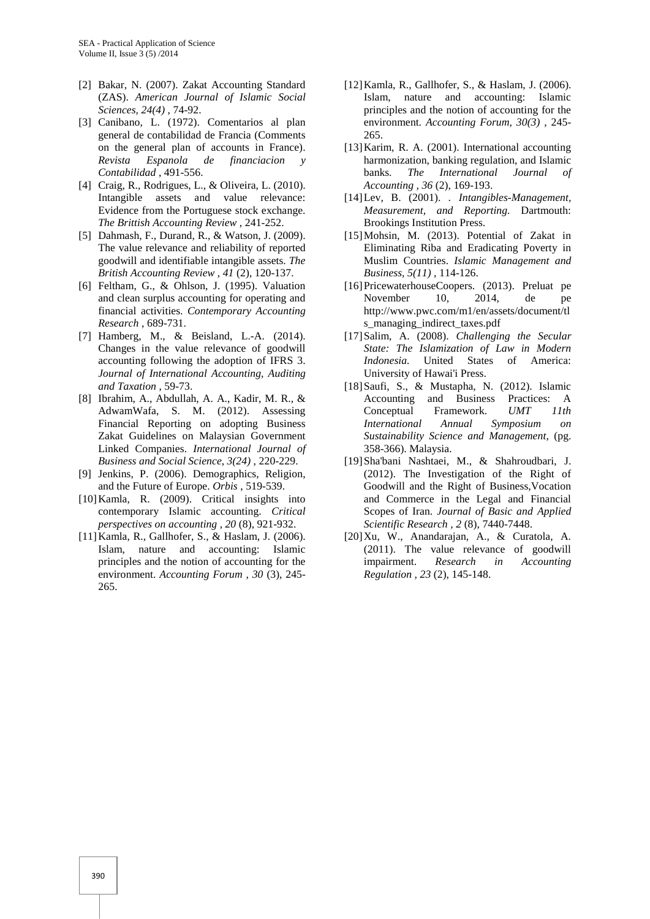[2] Bakar, N. (2007). Zakat Accounting Standard (ZAS). *American Journal of Islamic Social Sciences, 24(4)* , 74-92.

[3] Canibano, L. (1972). Comentarios al plan general de contabilidad de Francia (Comments on the general plan of accounts in France). *Revista Espanola de financiacion y Contabilidad* , 491-556.

[4] Craig, R., Rodrigues, L., & Oliveira, L. (2010). Intangible assets and value relevance: Evidence from the Portuguese stock exchange. *The Brittish Accounting Review* , 241-252.

[5] Dahmash, F., Durand, R., & Watson, J. (2009). The value relevance and reliability of reported goodwill and identifiable intangible assets. *The British Accounting Review , 41* (2), 120-137.

[6] Feltham, G., & Ohlson, J. (1995). Valuation and clean surplus accounting for operating and financial activities. *Contemporary Accounting Research* , 689-731.

[7] Hamberg, M., & Beisland, L.-A. (2014). Changes in the value relevance of goodwill accounting following the adoption of IFRS 3. *Journal of International Accounting, Auditing and Taxation* , 59-73.

[8] Ibrahim, A., Abdullah, A. A., Kadir, M. R., & AdwamWafa, S. M. (2012). Assessing Financial Reporting on adopting Business Zakat Guidelines on Malaysian Government Linked Companies. *International Journal of Business and Social Science, 3(24)* , 220-229.

[9] Jenkins, P. (2006). Demographics, Religion, and the Future of Europe. *Orbis* , 519-539.

[10] Kamla, R. (2009). Critical insights into contemporary Islamic accounting. *Critical perspectives on accounting , 20* (8), 921-932.

[11] Kamla, R., Gallhofer, S., & Haslam, J. (2006). Islam, nature and accounting: Islamic principles and the notion of accounting for the environment. *Accounting Forum , 30* (3), 245-265.

[12] Kamla, R., Gallhofer, S., & Haslam, J. (2006). Islam, nature and accounting: Islamic principles and the notion of accounting for the environment. *Accounting Forum, 30(3)* , 245-265.

[13] Karim, R. A. (2001). International accounting harmonization, banking regulation, and Islamic banks. *The International Journal of Accounting , 36* (2), 169-193.

[14] Lev, B. (2001). . *Intangibles-Management, Measurement, and Reporting.* Dartmouth: Brookings Institution Press.

[15] Mohsin, M. (2013). Potential of Zakat in Eliminating Riba and Eradicating Poverty in Muslim Countries. *Islamic Management and Business, 5(11)* , 114-126.

[16] PricewaterhouseCoopers. (2013). Preluat pe November 10, 2014, de pe http://www.pwc.com/m1/en/assets/document/tls_managing_indirect_taxes.pdf

[17] Salim, A. (2008). *Challenging the Secular State: The Islamization of Law in Modern Indonesia.* United States of America: University of Hawai'i Press.

[18] Saufi, S., & Mustapha, N. (2012). Islamic Accounting and Business Practices: A Conceptual Framework. *UMT 11th International Annual Symposium on Sustainability Science and Management*, (pg. 358-366). Malaysia.

[19] Sha'bani Nashtaei, M., & Shahroudbari, J. (2012). The Investigation of the Right of Goodwill and the Right of Business,Vocation and Commerce in the Legal and Financial Scopes of Iran. *Journal of Basic and Applied Scientific Research , 2* (8), 7440-7448.

[20] Xu, W., Anandarajan, A., & Curatola, A. (2011). The value relevance of goodwill impairment. *Research in Accounting Regulation , 23* (2), 145-148.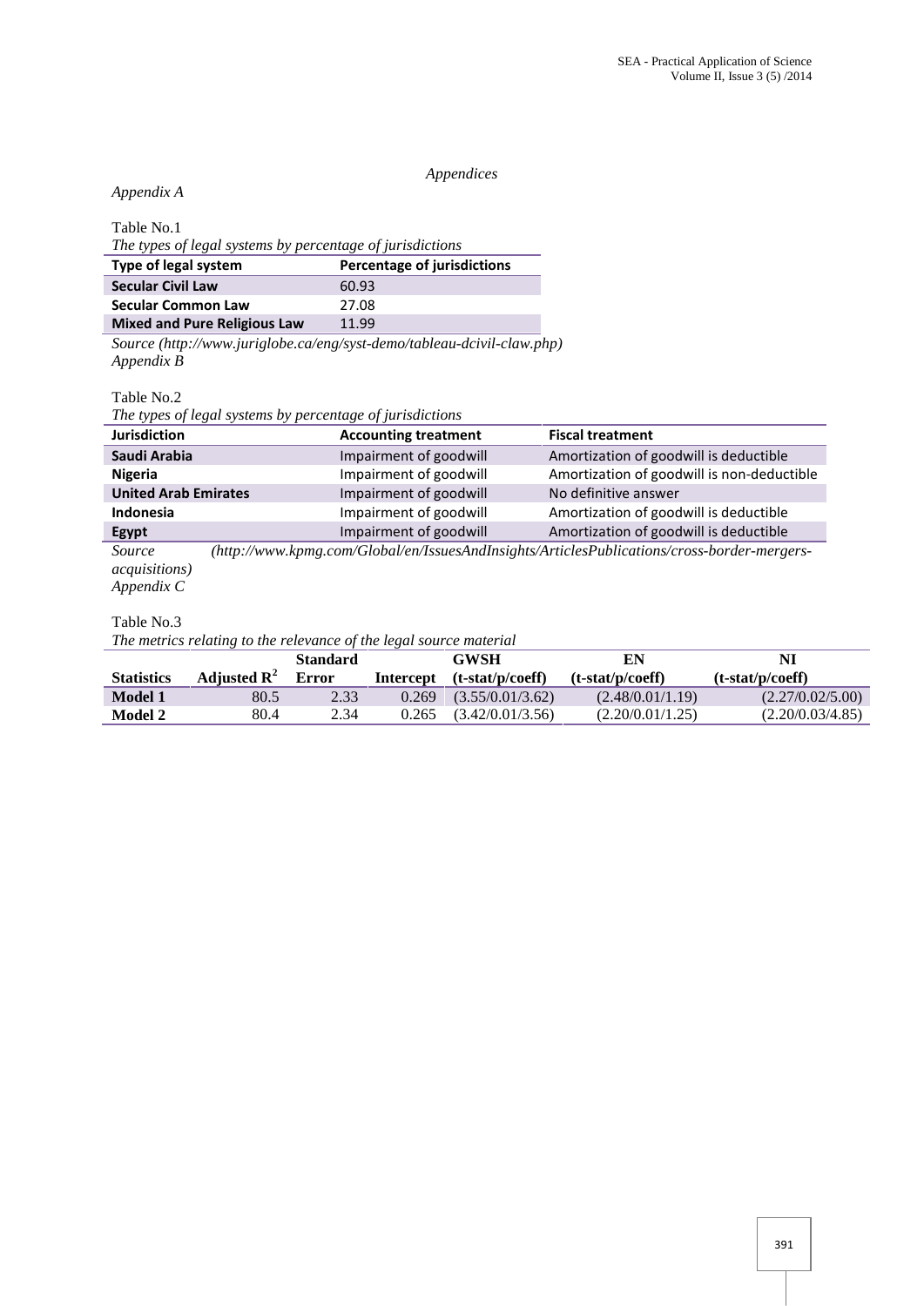*Appendices*

*Appendix A*

Table No.1

*The types of legal systems by percentage of jurisdictions*

| Type of legal system | Percentage of jurisdictions |
|---|---|
| **Secular Civil Law** | 60.93 |
| **Secular Common Law** | 27.08 |
| **Mixed and Pure Religious Law** | 11.99 |

*Source (http://www.juriglobe.ca/eng/syst-demo/tableau-dcivil-claw.php)*

*Appendix B*

Table No.2

*The types of legal systems by percentage of jurisdictions*

| Jurisdiction | Accounting treatment | Fiscal treatment |
|---|---|---|
| **Saudi Arabia** | Impairment of goodwill | Amortization of goodwill is deductible |
| **Nigeria** | Impairment of goodwill | Amortization of goodwill is non-deductible |
| **United Arab Emirates** | Impairment of goodwill | No definitive answer |
| **Indonesia** | Impairment of goodwill | Amortization of goodwill is deductible |
| **Egypt** | Impairment of goodwill | Amortization of goodwill is deductible |

*Source (http://www.kpmg.com/Global/en/IssuesAndInsights/ArticlesPublications/cross-border-mergers-acquisitions)*

*Appendix C*

Table No.3

*The metrics relating to the relevance of the legal source material*

| Statistics | Adjusted $R^2$ | Standard Error | Intercept | GWSH (t-stat/p/coeff) | EN (t-stat/p/coeff) | NI (t-stat/p/coeff) |
|---|---|---|---|---|---|---|
| **Model 1** | 80.5 | 2.33 | 0.269 | (3.55/0.01/3.62) | (2.48/0.01/1.19) | (2.27/0.02/5.00) |
| **Model 2** | 80.4 | 2.34 | 0.265 | (3.42/0.01/3.56) | (2.20/0.01/1.25) | (2.20/0.03/4.85) |